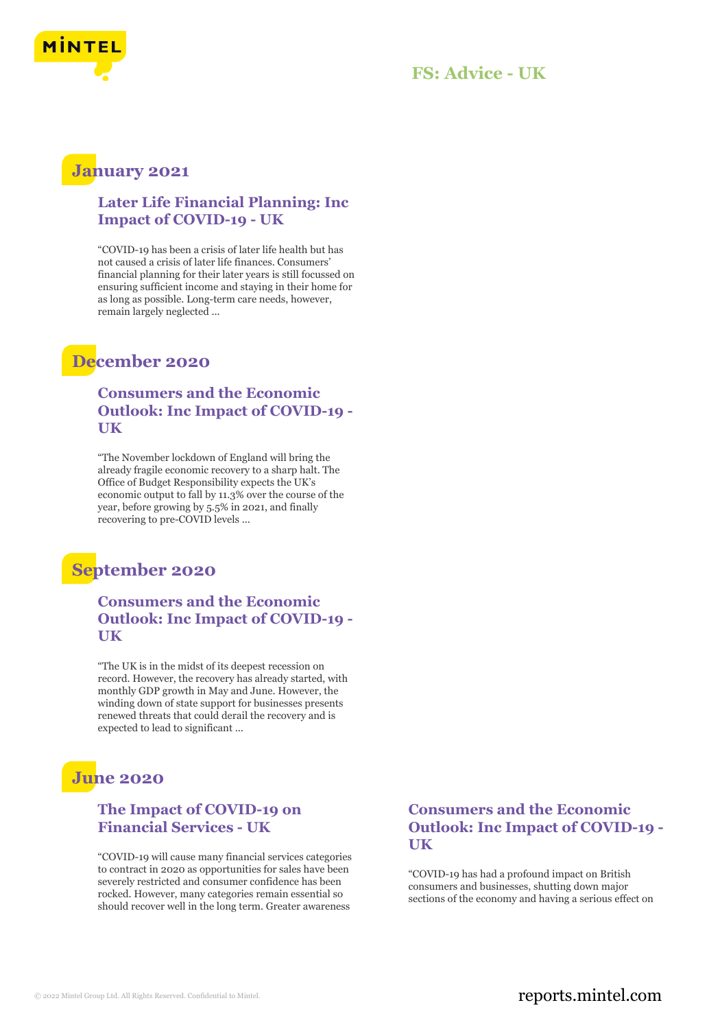# FS: Advice - UK

## January 2021

### Later Life Financial Planning: Inc Impact of COVID-19 - UK

"COVID-19 has been a crisis of later life health but has not caused a crisis of later life finances. Consumers' financial planning for their later years is still focussed on ensuring sufficient income and staying in their home for as long as possible. Long-term care needs, however, remain largely neglected ...

## December 2020

### Consumers and the Economic Outlook: Inc Impact of COVID-19 - UK

"The November lockdown of England will bring the already fragile economic recovery to a sharp halt. The Office of Budget Responsibility expects the UK's economic output to fall by 11.3% over the course of the year, before growing by 5.5% in 2021, and finally recovering to pre-COVID levels ...

## September 2020

### Consumers and the Economic Outlook: Inc Impact of COVID-19 - UK

"The UK is in the midst of its deepest recession on record. However, the recovery has already started, with monthly GDP growth in May and June. However, the winding down of state support for businesses presents renewed threats that could derail the recovery and is expected to lead to significant ...

## June 2020

### The Impact of COVID-19 on Financial Services - UK

"COVID-19 will cause many financial services categories to contract in 2020 as opportunities for sales have been severely restricted and consumer confidence has been rocked. However, many categories remain essential so should recover well in the long term. Greater awareness

### Consumers and the Economic Outlook: Inc Impact of COVID-19 - UK

"COVID-19 has had a profound impact on British consumers and businesses, shutting down major sections of the economy and having a serious effect on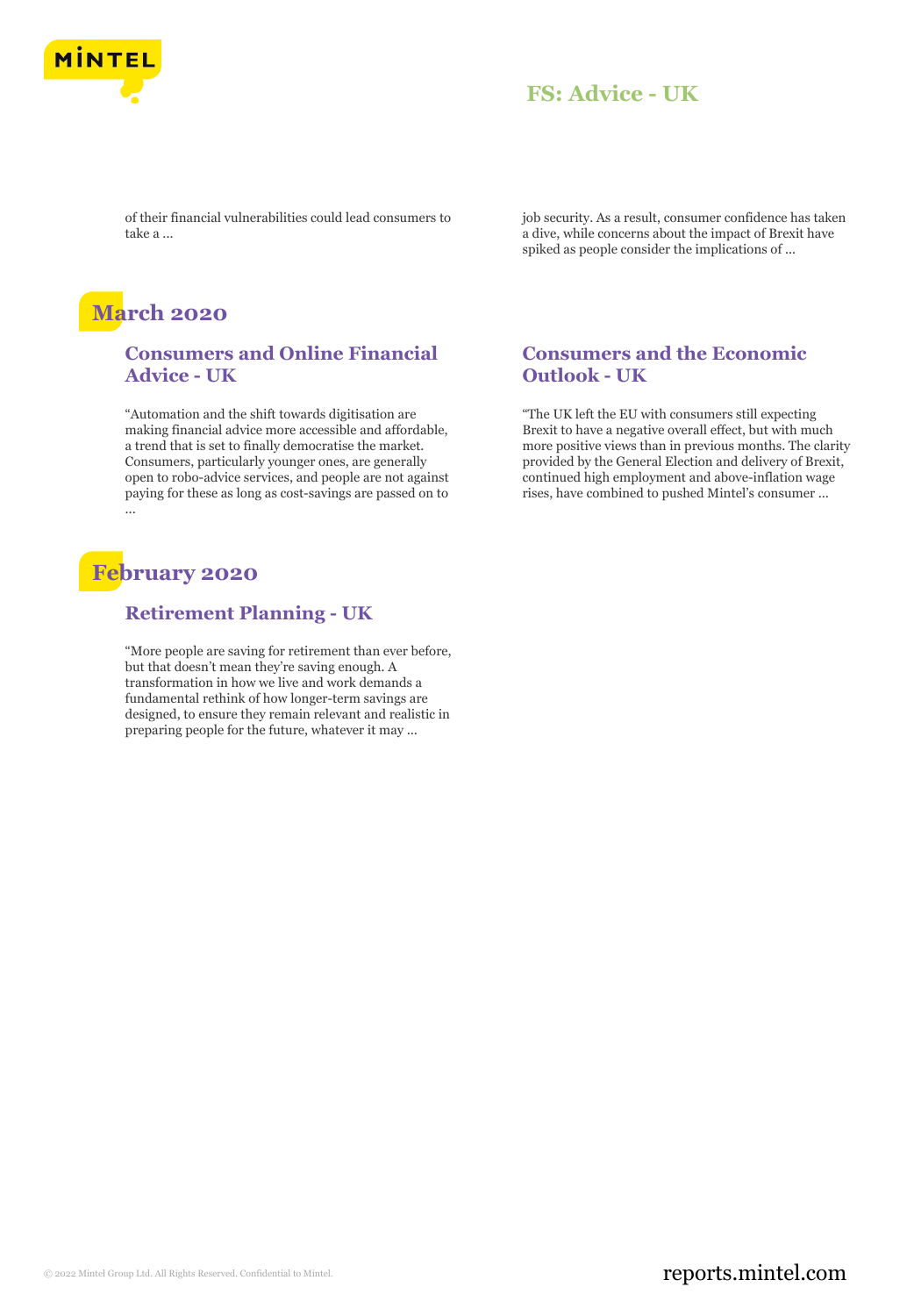of their financial vulnerabilities could lead consumers to take a ...

job security. As a result, consumer confidence has taken a dive, while concerns about the impact of Brexit have spiked as people consider the implications of ...

## March 2020

### Consumers and Online Financial Advice - UK

"Automation and the shift towards digitisation are making financial advice more accessible and affordable, a trend that is set to finally democratise the market. Consumers, particularly younger ones, are generally open to robo-advice services, and people are not against paying for these as long as cost-savings are passed on to ...

### Consumers and the Economic Outlook - UK

"The UK left the EU with consumers still expecting Brexit to have a negative overall effect, but with much more positive views than in previous months. The clarity provided by the General Election and delivery of Brexit, continued high employment and above-inflation wage rises, have combined to pushed Mintel's consumer ...

## February 2020

### Retirement Planning - UK

"More people are saving for retirement than ever before, but that doesn't mean they're saving enough. A transformation in how we live and work demands a fundamental rethink of how longer-term savings are designed, to ensure they remain relevant and realistic in preparing people for the future, whatever it may ...